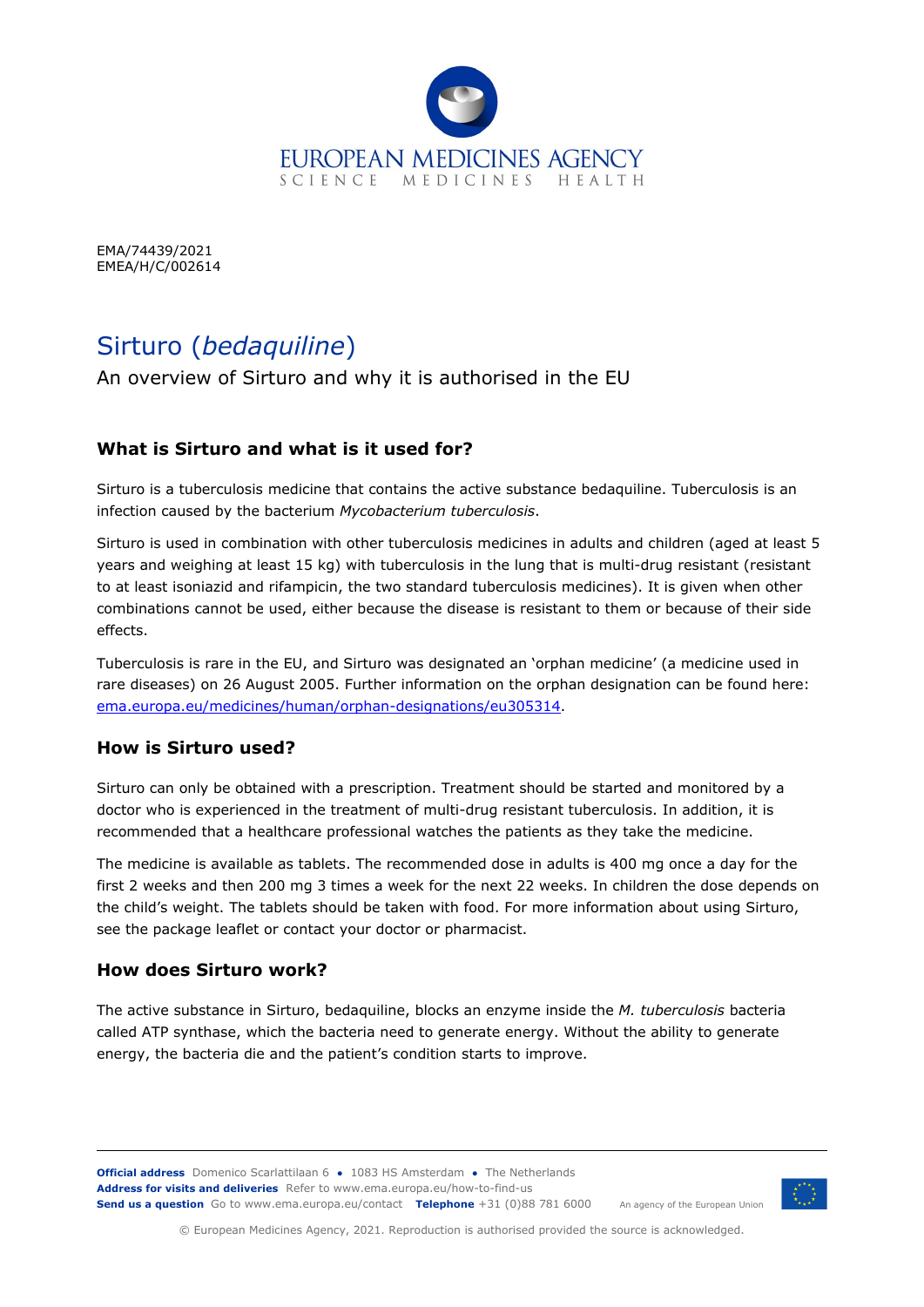EMA/74439/2021
EMEA/H/C/002614

# Sirturo (*bedaquiline*)

An overview of Sirturo and why it is authorised in the EU

## What is Sirturo and what is it used for?

Sirturo is a tuberculosis medicine that contains the active substance bedaquiline. Tuberculosis is an infection caused by the bacterium *Mycobacterium tuberculosis*.

Sirturo is used in combination with other tuberculosis medicines in adults and children (aged at least 5 years and weighing at least 15 kg) with tuberculosis in the lung that is multi-drug resistant (resistant to at least isoniazid and rifampicin, the two standard tuberculosis medicines). It is given when other combinations cannot be used, either because the disease is resistant to them or because of their side effects.

Tuberculosis is rare in the EU, and Sirturo was designated an 'orphan medicine' (a medicine used in rare diseases) on 26 August 2005. Further information on the orphan designation can be found here: [ema.europa.eu/medicines/human/orphan-designations/eu305314](ema.europa.eu/medicines/human/orphan-designations/eu305314).

## How is Sirturo used?

Sirturo can only be obtained with a prescription. Treatment should be started and monitored by a doctor who is experienced in the treatment of multi-drug resistant tuberculosis. In addition, it is recommended that a healthcare professional watches the patients as they take the medicine.

The medicine is available as tablets. The recommended dose in adults is 400 mg once a day for the first 2 weeks and then 200 mg 3 times a week for the next 22 weeks. In children the dose depends on the child's weight. The tablets should be taken with food. For more information about using Sirturo, see the package leaflet or contact your doctor or pharmacist.

## How does Sirturo work?

The active substance in Sirturo, bedaquiline, blocks an enzyme inside the *M. tuberculosis* bacteria called ATP synthase, which the bacteria need to generate energy. Without the ability to generate energy, the bacteria die and the patient's condition starts to improve.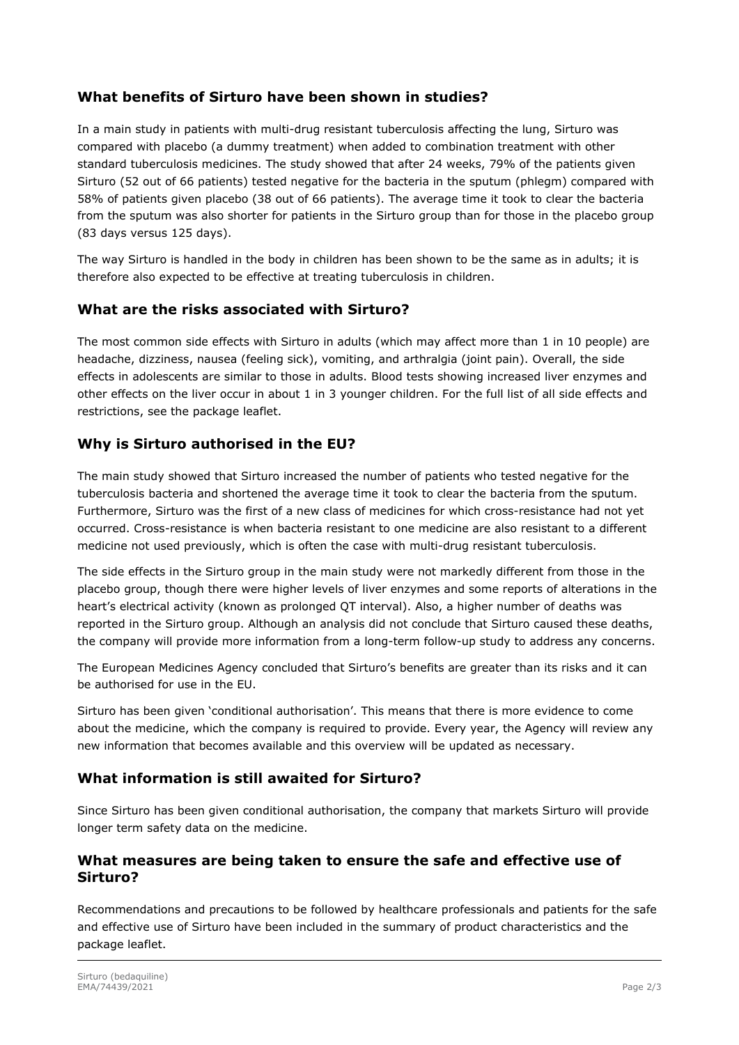## What benefits of Sirturo have been shown in studies?

In a main study in patients with multi-drug resistant tuberculosis affecting the lung, Sirturo was compared with placebo (a dummy treatment) when added to combination treatment with other standard tuberculosis medicines. The study showed that after 24 weeks, 79% of the patients given Sirturo (52 out of 66 patients) tested negative for the bacteria in the sputum (phlegm) compared with 58% of patients given placebo (38 out of 66 patients). The average time it took to clear the bacteria from the sputum was also shorter for patients in the Sirturo group than for those in the placebo group (83 days versus 125 days).

The way Sirturo is handled in the body in children has been shown to be the same as in adults; it is therefore also expected to be effective at treating tuberculosis in children.

## What are the risks associated with Sirturo?

The most common side effects with Sirturo in adults (which may affect more than 1 in 10 people) are headache, dizziness, nausea (feeling sick), vomiting, and arthralgia (joint pain). Overall, the side effects in adolescents are similar to those in adults. Blood tests showing increased liver enzymes and other effects on the liver occur in about 1 in 3 younger children. For the full list of all side effects and restrictions, see the package leaflet.

## Why is Sirturo authorised in the EU?

The main study showed that Sirturo increased the number of patients who tested negative for the tuberculosis bacteria and shortened the average time it took to clear the bacteria from the sputum. Furthermore, Sirturo was the first of a new class of medicines for which cross-resistance had not yet occurred. Cross-resistance is when bacteria resistant to one medicine are also resistant to a different medicine not used previously, which is often the case with multi-drug resistant tuberculosis.

The side effects in the Sirturo group in the main study were not markedly different from those in the placebo group, though there were higher levels of liver enzymes and some reports of alterations in the heart's electrical activity (known as prolonged QT interval). Also, a higher number of deaths was reported in the Sirturo group. Although an analysis did not conclude that Sirturo caused these deaths, the company will provide more information from a long-term follow-up study to address any concerns.

The European Medicines Agency concluded that Sirturo's benefits are greater than its risks and it can be authorised for use in the EU.

Sirturo has been given 'conditional authorisation'. This means that there is more evidence to come about the medicine, which the company is required to provide. Every year, the Agency will review any new information that becomes available and this overview will be updated as necessary.

## What information is still awaited for Sirturo?

Since Sirturo has been given conditional authorisation, the company that markets Sirturo will provide longer term safety data on the medicine.

## What measures are being taken to ensure the safe and effective use of Sirturo?

Recommendations and precautions to be followed by healthcare professionals and patients for the safe and effective use of Sirturo have been included in the summary of product characteristics and the package leaflet.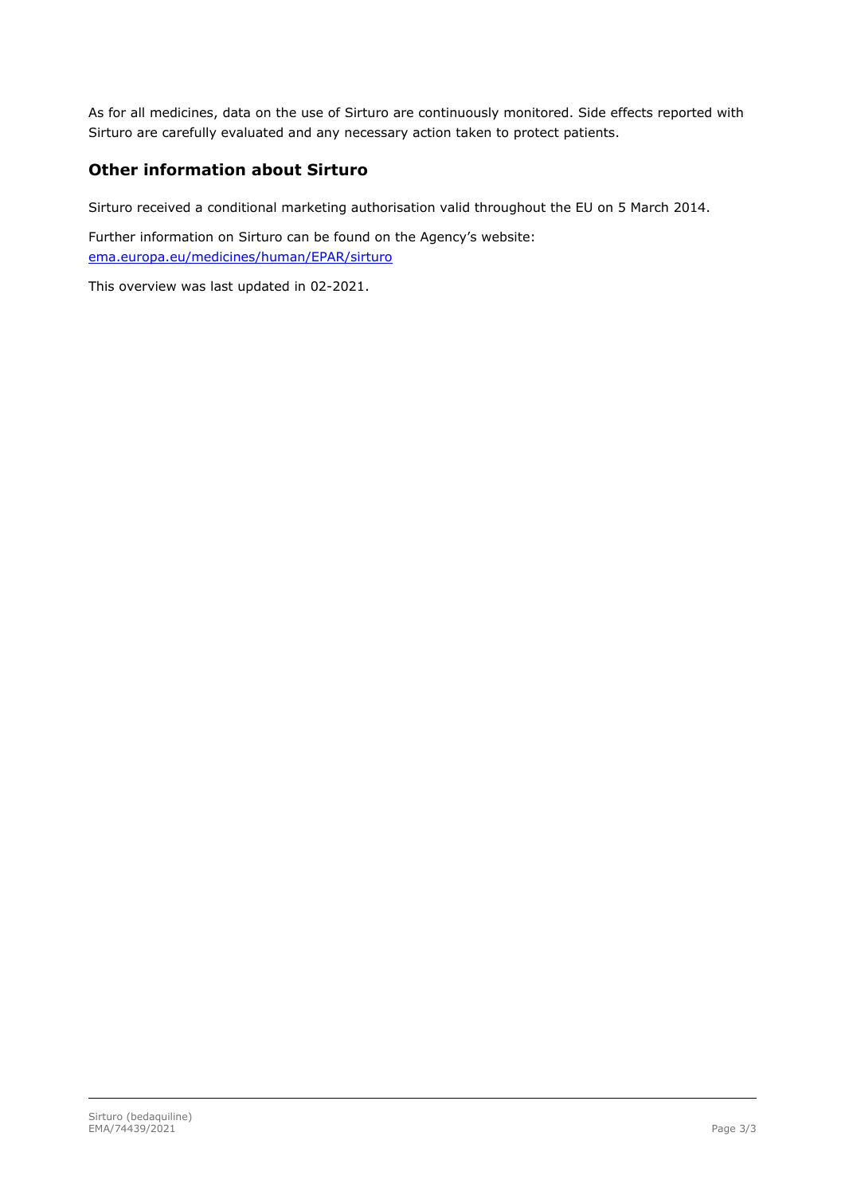As for all medicines, data on the use of Sirturo are continuously monitored. Side effects reported with Sirturo are carefully evaluated and any necessary action taken to protect patients.

## Other information about Sirturo

Sirturo received a conditional marketing authorisation valid throughout the EU on 5 March 2014.

Further information on Sirturo can be found on the Agency's website: [ema.europa.eu/medicines/human/EPAR/sirturo](ema.europa.eu/medicines/human/EPAR/sirturo)

This overview was last updated in 02-2021.